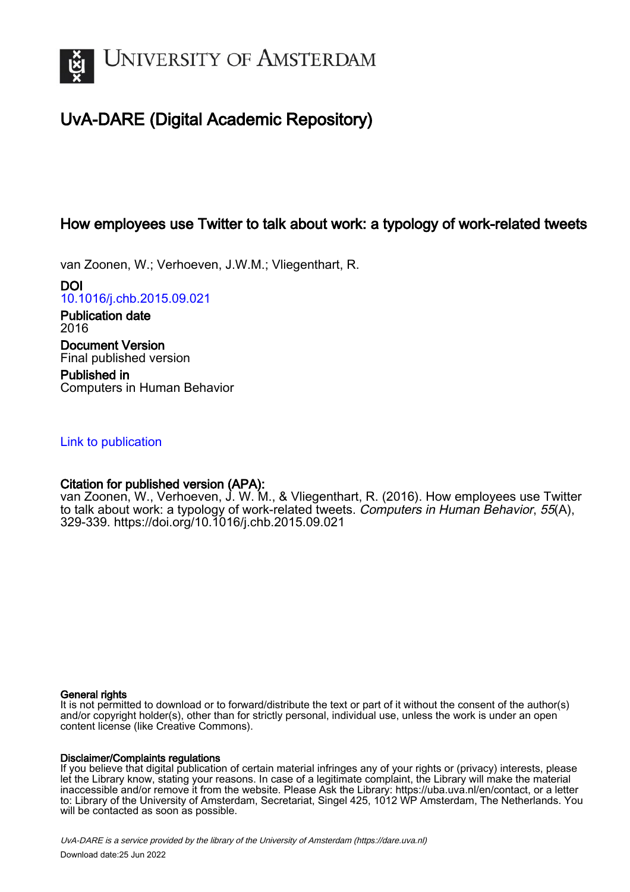UNIVERSITY OF AMSTERDAM

# UvA-DARE (Digital Academic Repository)

## How employees use Twitter to talk about work: a typology of work-related tweets

van Zoonen, W.; Verhoeven, J.W.M.; Vliegenthart, R.

**DOI**
10.1016/j.chb.2015.09.021

**Publication date**
2016

**Document Version**
Final published version

**Published in**
Computers in Human Behavior

Link to publication

**Citation for published version (APA):**
van Zoonen, W., Verhoeven, J. W. M., & Vliegenthart, R. (2016). How employees use Twitter to talk about work: a typology of work-related tweets. *Computers in Human Behavior*, *55*(A), 329-339. https://doi.org/10.1016/j.chb.2015.09.021

**General rights**
It is not permitted to download or to forward/distribute the text or part of it without the consent of the author(s) and/or copyright holder(s), other than for strictly personal, individual use, unless the work is under an open content license (like Creative Commons).

**Disclaimer/Complaints regulations**
If you believe that digital publication of certain material infringes any of your rights or (privacy) interests, please let the Library know, stating your reasons. In case of a legitimate complaint, the Library will make the material inaccessible and/or remove it from the website. Please Ask the Library: https://uba.uva.nl/en/contact, or a letter to: Library of the University of Amsterdam, Secretariat, Singel 425, 1012 WP Amsterdam, The Netherlands. You will be contacted as soon as possible.

*UvA-DARE is a service provided by the library of the University of Amsterdam (https://dare.uva.nl)*

Download date:25 Jun 2022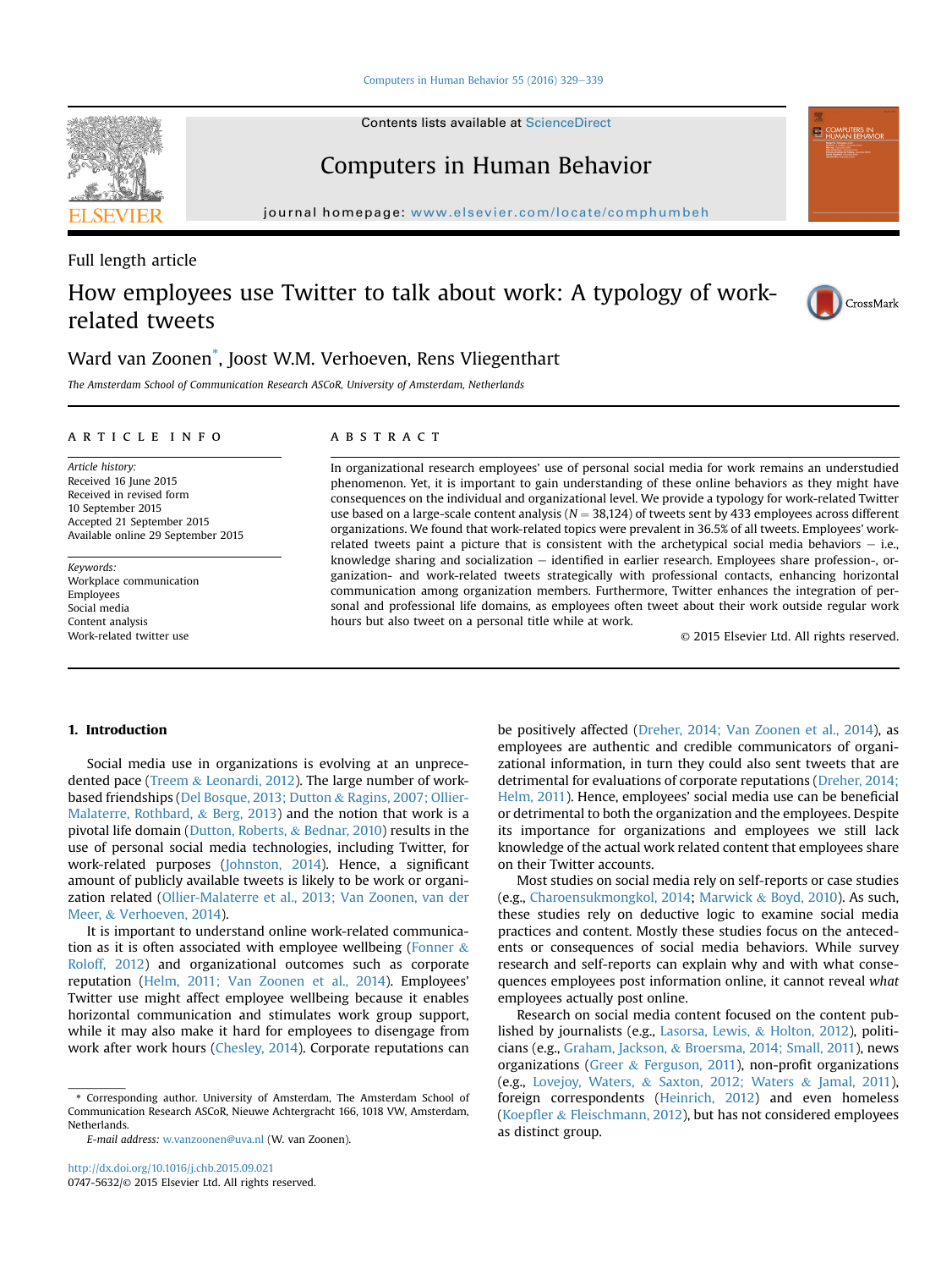Full length article

# How employees use Twitter to talk about work: A typology of work-related tweets

Ward van Zoonen*, Joost W.M. Verhoeven, Rens Vliegenthart

*The Amsterdam School of Communication Research ASCoR, University of Amsterdam, Netherlands*

## ARTICLE INFO

*Article history:*
Received 16 June 2015
Received in revised form
10 September 2015
Accepted 21 September 2015
Available online 29 September 2015

*Keywords:*
Workplace communication
Employees
Social media
Content analysis
Work-related twitter use

## ABSTRACT

In organizational research employees' use of personal social media for work remains an understudied phenomenon. Yet, it is important to gain understanding of these online behaviors as they might have consequences on the individual and organizational level. We provide a typology for work-related Twitter use based on a large-scale content analysis ($N = 38{,}124$) of tweets sent by 433 employees across different organizations. We found that work-related topics were prevalent in 36.5% of all tweets. Employees' work-related tweets paint a picture that is consistent with the archetypical social media behaviors – i.e., knowledge sharing and socialization – identified in earlier research. Employees share profession-, organization- and work-related tweets strategically with professional contacts, enhancing horizontal communication among organization members. Furthermore, Twitter enhances the integration of personal and professional life domains, as employees often tweet about their work outside regular work hours but also tweet on a personal title while at work.

© 2015 Elsevier Ltd. All rights reserved.

## 1. Introduction

Social media use in organizations is evolving at an unprecedented pace (Treem & Leonardi, 2012). The large number of work-based friendships (Del Bosque, 2013; Dutton & Ragins, 2007; Ollier-Malaterre, Rothbard, & Berg, 2013) and the notion that work is a pivotal life domain (Dutton, Roberts, & Bednar, 2010) results in the use of personal social media technologies, including Twitter, for work-related purposes (Johnston, 2014). Hence, a significant amount of publicly available tweets is likely to be work or organization related (Ollier-Malaterre et al., 2013; Van Zoonen, van der Meer, & Verhoeven, 2014).

It is important to understand online work-related communication as it is often associated with employee wellbeing (Fonner & Roloff, 2012) and organizational outcomes such as corporate reputation (Helm, 2011; Van Zoonen et al., 2014). Employees' Twitter use might affect employee wellbeing because it enables horizontal communication and stimulates work group support, while it may also make it hard for employees to disengage from work after work hours (Chesley, 2014). Corporate reputations can be positively affected (Dreher, 2014; Van Zoonen et al., 2014), as employees are authentic and credible communicators of organizational information, in turn they could also sent tweets that are detrimental for evaluations of corporate reputations (Dreher, 2014; Helm, 2011). Hence, employees' social media use can be beneficial or detrimental to both the organization and the employees. Despite its importance for organizations and employees we still lack knowledge of the actual work related content that employees share on their Twitter accounts.

Most studies on social media rely on self-reports or case studies (e.g., Charoensukmongkol, 2014; Marwick & Boyd, 2010). As such, these studies rely on deductive logic to examine social media practices and content. Mostly these studies focus on the antecedents or consequences of social media behaviors. While survey research and self-reports can explain why and with what consequences employees post information online, it cannot reveal *what* employees actually post online.

Research on social media content focused on the content published by journalists (e.g., Lasorsa, Lewis, & Holton, 2012), politicians (e.g., Graham, Jackson, & Broersma, 2014; Small, 2011), news organizations (Greer & Ferguson, 2011), non-profit organizations (e.g., Lovejoy, Waters, & Saxton, 2012; Waters & Jamal, 2011), foreign correspondents (Heinrich, 2012) and even homeless (Koepfler & Fleischmann, 2012), but has not considered employees as distinct group.

* Corresponding author. University of Amsterdam, The Amsterdam School of Communication Research ASCoR, Nieuwe Achtergracht 166, 1018 VW, Amsterdam, Netherlands.

*E-mail address:* w.vanzoonen@uva.nl (W. van Zoonen).

http://dx.doi.org/10.1016/j.chb.2015.09.021
0747-5632/© 2015 Elsevier Ltd. All rights reserved.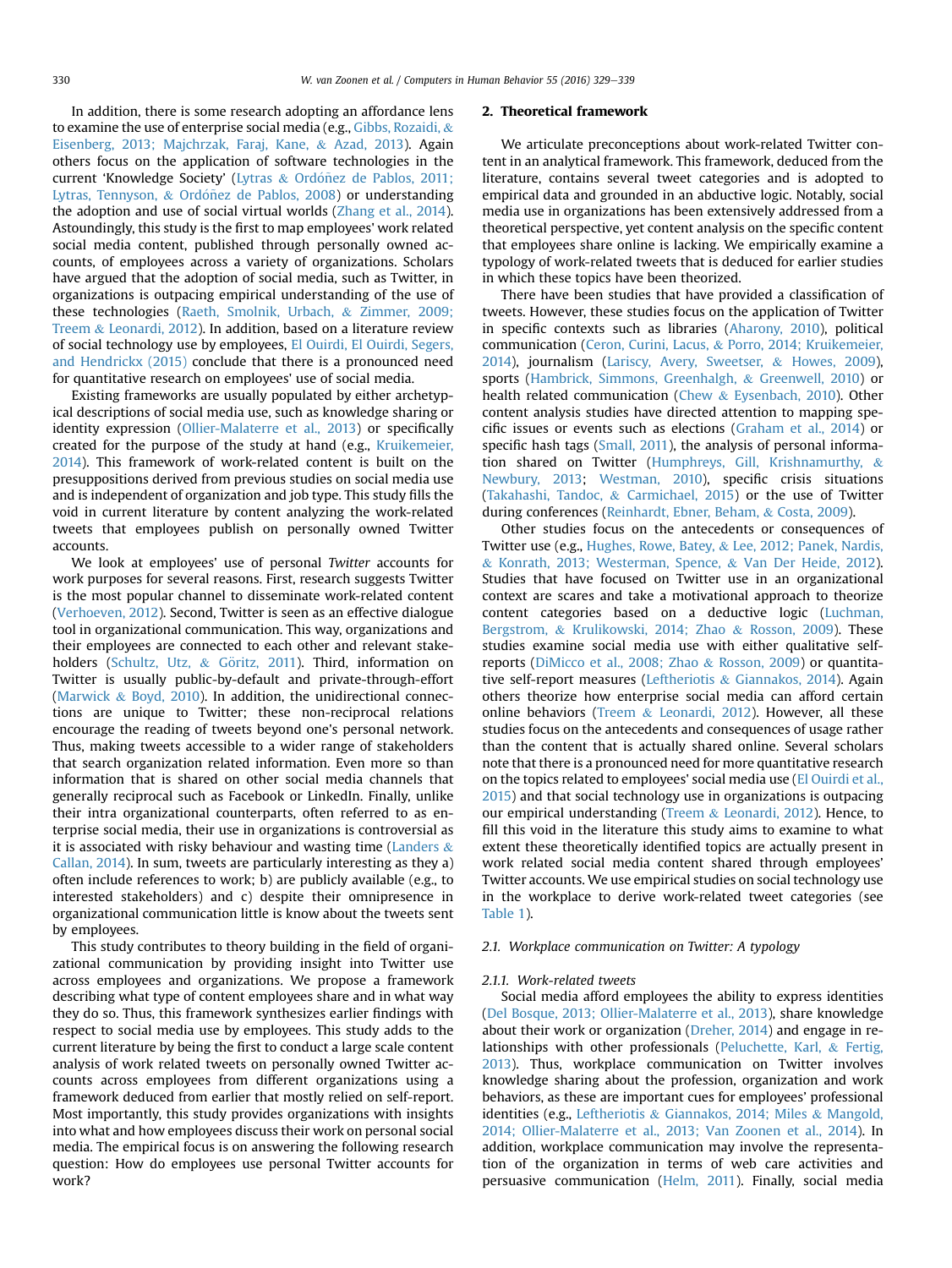In addition, there is some research adopting an affordance lens to examine the use of enterprise social media (e.g., Gibbs, Rozaidi, & Eisenberg, 2013; Majchrzak, Faraj, Kane, & Azad, 2013). Again others focus on the application of software technologies in the current 'Knowledge Society' (Lytras & Ordóñez de Pablos, 2011; Lytras, Tennyson, & Ordóñez de Pablos, 2008) or understanding the adoption and use of social virtual worlds (Zhang et al., 2014). Astoundingly, this study is the first to map employees' work related social media content, published through personally owned accounts, of employees across a variety of organizations. Scholars have argued that the adoption of social media, such as Twitter, in organizations is outpacing empirical understanding of the use of these technologies (Raeth, Smolnik, Urbach, & Zimmer, 2009; Treem & Leonardi, 2012). In addition, based on a literature review of social technology use by employees, El Ouirdi, El Ouirdi, Segers, and Hendrickx (2015) conclude that there is a pronounced need for quantitative research on employees' use of social media.

Existing frameworks are usually populated by either archetypical descriptions of social media use, such as knowledge sharing or identity expression (Ollier-Malaterre et al., 2013) or specifically created for the purpose of the study at hand (e.g., Kruikemeier, 2014). This framework of work-related content is built on the presuppositions derived from previous studies on social media use and is independent of organization and job type. This study fills the void in current literature by content analyzing the work-related tweets that employees publish on personally owned Twitter accounts.

We look at employees' use of personal *Twitter* accounts for work purposes for several reasons. First, research suggests Twitter is the most popular channel to disseminate work-related content (Verhoeven, 2012). Second, Twitter is seen as an effective dialogue tool in organizational communication. This way, organizations and their employees are connected to each other and relevant stakeholders (Schultz, Utz, & Göritz, 2011). Third, information on Twitter is usually public-by-default and private-through-effort (Marwick & Boyd, 2010). In addition, the unidirectional connections are unique to Twitter; these non-reciprocal relations encourage the reading of tweets beyond one's personal network. Thus, making tweets accessible to a wider range of stakeholders that search organization related information. Even more so than information that is shared on other social media channels that generally reciprocal such as Facebook or LinkedIn. Finally, unlike their intra organizational counterparts, often referred to as enterprise social media, their use in organizations is controversial as it is associated with risky behaviour and wasting time (Landers & Callan, 2014). In sum, tweets are particularly interesting as they a) often include references to work; b) are publicly available (e.g., to interested stakeholders) and c) despite their omnipresence in organizational communication little is know about the tweets sent by employees.

This study contributes to theory building in the field of organizational communication by providing insight into Twitter use across employees and organizations. We propose a framework describing what type of content employees share and in what way they do so. Thus, this framework synthesizes earlier findings with respect to social media use by employees. This study adds to the current literature by being the first to conduct a large scale content analysis of work related tweets on personally owned Twitter accounts across employees from different organizations using a framework deduced from earlier that mostly relied on self-report. Most importantly, this study provides organizations with insights into what and how employees discuss their work on personal social media. The empirical focus is on answering the following research question: How do employees use personal Twitter accounts for work?

## 2. Theoretical framework

We articulate preconceptions about work-related Twitter content in an analytical framework. This framework, deduced from the literature, contains several tweet categories and is adopted to empirical data and grounded in an abductive logic. Notably, social media use in organizations has been extensively addressed from a theoretical perspective, yet content analysis on the specific content that employees share online is lacking. We empirically examine a typology of work-related tweets that is deduced for earlier studies in which these topics have been theorized.

There have been studies that have provided a classification of tweets. However, these studies focus on the application of Twitter in specific contexts such as libraries (Aharony, 2010), political communication (Ceron, Curini, Lacus, & Porro, 2014; Kruikemeier, 2014), journalism (Lariscy, Avery, Sweetser, & Howes, 2009), sports (Hambrick, Simmons, Greenhalgh, & Greenwell, 2010) or health related communication (Chew & Eysenbach, 2010). Other content analysis studies have directed attention to mapping specific issues or events such as elections (Graham et al., 2014) or specific hash tags (Small, 2011), the analysis of personal information shared on Twitter (Humphreys, Gill, Krishnamurthy, & Newbury, 2013; Westman, 2010), specific crisis situations (Takahashi, Tandoc, & Carmichael, 2015) or the use of Twitter during conferences (Reinhardt, Ebner, Beham, & Costa, 2009).

Other studies focus on the antecedents or consequences of Twitter use (e.g., Hughes, Rowe, Batey, & Lee, 2012; Panek, Nardis, & Konrath, 2013; Westerman, Spence, & Van Der Heide, 2012). Studies that have focused on Twitter use in an organizational context are scares and take a motivational approach to theorize content categories based on a deductive logic (Luchman, Bergstrom, & Krulikowski, 2014; Zhao & Rosson, 2009). These studies examine social media use with either qualitative self-reports (DiMicco et al., 2008; Zhao & Rosson, 2009) or quantitative self-report measures (Leftheriotis & Giannakos, 2014). Again others theorize how enterprise social media can afford certain online behaviors (Treem & Leonardi, 2012). However, all these studies focus on the antecedents and consequences of usage rather than the content that is actually shared online. Several scholars note that there is a pronounced need for more quantitative research on the topics related to employees' social media use (El Ouirdi et al., 2015) and that social technology use in organizations is outpacing our empirical understanding (Treem & Leonardi, 2012). Hence, to fill this void in the literature this study aims to examine to what extent these theoretically identified topics are actually present in work related social media content shared through employees' Twitter accounts. We use empirical studies on social technology use in the workplace to derive work-related tweet categories (see Table 1).

### 2.1. Workplace communication on Twitter: A typology

#### 2.1.1. Work-related tweets

Social media afford employees the ability to express identities (Del Bosque, 2013; Ollier-Malaterre et al., 2013), share knowledge about their work or organization (Dreher, 2014) and engage in relationships with other professionals (Peluchette, Karl, & Fertig, 2013). Thus, workplace communication on Twitter involves knowledge sharing about the profession, organization and work behaviors, as these are important cues for employees' professional identities (e.g., Leftheriotis & Giannakos, 2014; Miles & Mangold, 2014; Ollier-Malaterre et al., 2013; Van Zoonen et al., 2014). In addition, workplace communication may involve the representation of the organization in terms of web care activities and persuasive communication (Helm, 2011). Finally, social media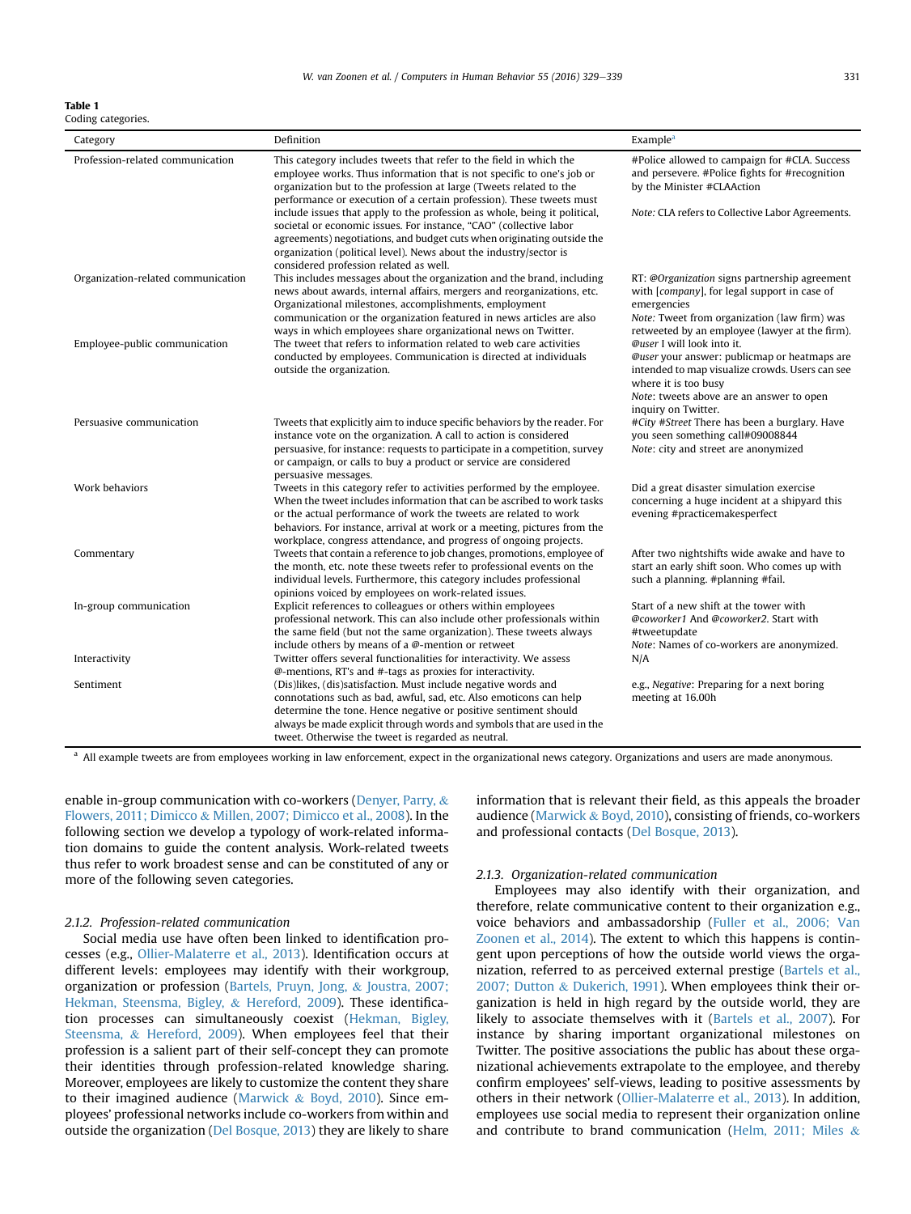**Table 1**
Coding categories.

| Category | Definition | Example[a] |
|---|---|---|
| Profession-related communication | This category includes tweets that refer to the field in which the employee works. Thus information that is not specific to one's job or organization but to the profession at large (Tweets related to the performance or execution of a certain profession). These tweets must include issues that apply to the profession as whole, being it political, societal or economic issues. For instance, "CAO" (collective labor agreements) negotiations, and budget cuts when originating outside the organization (political level). News about the industry/sector is considered profession related as well. | #Police allowed to campaign for #CLA. Success and persevere. #Police fights for #recognition by the Minister #CLAAction<br><br>*Note:* CLA refers to Collective Labor Agreements. |
| Organization-related communication | This includes messages about the organization and the brand, including news about awards, internal affairs, mergers and reorganizations, etc. Organizational milestones, accomplishments, employment communication or the organization featured in news articles are also ways in which employees share organizational news on Twitter. | RT: @*Organization* signs partnership agreement with [*company*], for legal support in case of emergencies<br>*Note:* Tweet from organization (law firm) was retweeted by an employee (lawyer at the firm). |
| Employee-public communication | The tweet that refers to information related to web care activities conducted by employees. Communication is directed at individuals outside the organization. | *@user* I will look into it.<br>*@user* your answer: publicmap or heatmaps are intended to map visualize crowds. Users can see where it is too busy<br>*Note*: tweets above are an answer to open inquiry on Twitter. |
| Persuasive communication | Tweets that explicitly aim to induce specific behaviors by the reader. For instance vote on the organization. A call to action is considered persuasive, for instance: requests to participate in a competition, survey or campaign, or calls to buy a product or service are considered persuasive messages. | *#City #Street* There has been a burglary. Have you seen something call#09008844<br>*Note*: city and street are anonymized |
| Work behaviors | Tweets in this category refer to activities performed by the employee. When the tweet includes information that can be ascribed to work tasks or the actual performance of work the tweets are related to work behaviors. For instance, arrival at work or a meeting, pictures from the workplace, congress attendance, and progress of ongoing projects. | Did a great disaster simulation exercise concerning a huge incident at a shipyard this evening #practicemakesperfect |
| Commentary | Tweets that contain a reference to job changes, promotions, employee of the month, etc. note these tweets refer to professional events on the individual levels. Furthermore, this category includes professional opinions voiced by employees on work-related issues. | After two nightshifts wide awake and have to start an early shift soon. Who comes up with such a planning. #planning #fail. |
| In-group communication | Explicit references to colleagues or others within employees professional network. This can also include other professionals within the same field (but not the same organization). These tweets always include others by means of a @-mention or retweet | Start of a new shift at the tower with *@coworker1* And *@coworker2*. Start with #tweetupdate<br>*Note*: Names of co-workers are anonymized. |
| Interactivity | Twitter offers several functionalities for interactivity. We assess @-mentions, RT's and #-tags as proxies for interactivity. | N/A |
| Sentiment | (Dis)likes, (dis)satisfaction. Must include negative words and connotations such as bad, awful, sad, etc. Also emoticons can help determine the tone. Hence negative or positive sentiment should always be made explicit through words and symbols that are used in the tweet. Otherwise the tweet is regarded as neutral. | e.g., *Negative*: Preparing for a next boring meeting at 16.00h |

[a] All example tweets are from employees working in law enforcement, expect in the organizational news category. Organizations and users are made anonymous.

enable in-group communication with co-workers (Denyer, Parry, & Flowers, 2011; Dimicco & Millen, 2007; Dimicco et al., 2008). In the following section we develop a typology of work-related information domains to guide the content analysis. Work-related tweets thus refer to work broadest sense and can be constituted of any or more of the following seven categories.

#### 2.1.2. Profession-related communication

Social media use have often been linked to identification processes (e.g., Ollier-Malaterre et al., 2013). Identification occurs at different levels: employees may identify with their workgroup, organization or profession (Bartels, Pruyn, Jong, & Joustra, 2007; Hekman, Steensma, Bigley, & Hereford, 2009). These identification processes can simultaneously coexist (Hekman, Bigley, Steensma, & Hereford, 2009). When employees feel that their profession is a salient part of their self-concept they can promote their identities through profession-related knowledge sharing. Moreover, employees are likely to customize the content they share to their imagined audience (Marwick & Boyd, 2010). Since employees' professional networks include co-workers from within and outside the organization (Del Bosque, 2013) they are likely to share information that is relevant their field, as this appeals the broader audience (Marwick & Boyd, 2010), consisting of friends, co-workers and professional contacts (Del Bosque, 2013).

#### 2.1.3. Organization-related communication

Employees may also identify with their organization, and therefore, relate communicative content to their organization e.g., voice behaviors and ambassadorship (Fuller et al., 2006; Van Zoonen et al., 2014). The extent to which this happens is contingent upon perceptions of how the outside world views the organization, referred to as perceived external prestige (Bartels et al., 2007; Dutton & Dukerich, 1991). When employees think their organization is held in high regard by the outside world, they are likely to associate themselves with it (Bartels et al., 2007). For instance by sharing important organizational milestones on Twitter. The positive associations the public has about these organizational achievements extrapolate to the employee, and thereby confirm employees' self-views, leading to positive assessments by others in their network (Ollier-Malaterre et al., 2013). In addition, employees use social media to represent their organization online and contribute to brand communication (Helm, 2011; Miles &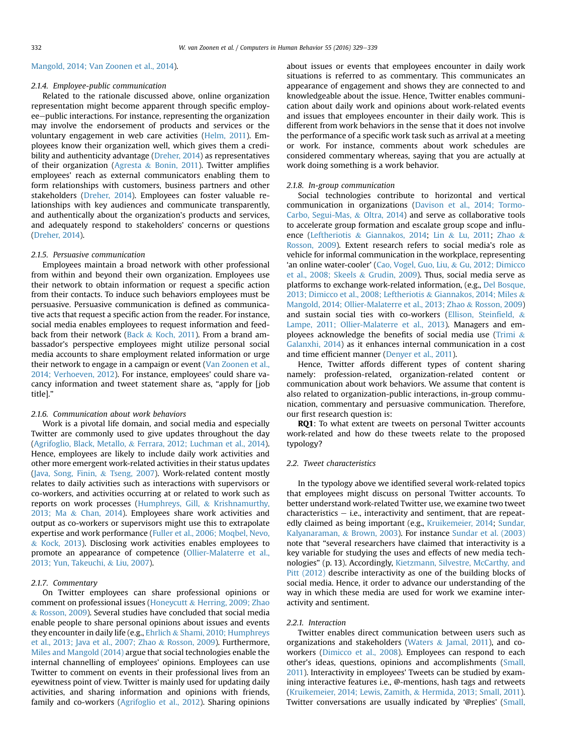Mangold, 2014; Van Zoonen et al., 2014).

### 2.1.4. Employee-public communication

Related to the rationale discussed above, online organization representation might become apparent through specific employee—public interactions. For instance, representing the organization may involve the endorsement of products and services or the voluntary engagement in web care activities (Helm, 2011). Employees know their organization well, which gives them a credibility and authenticity advantage (Dreher, 2014) as representatives of their organization (Agresta & Bonin, 2011). Twitter amplifies employees' reach as external communicators enabling them to form relationships with customers, business partners and other stakeholders (Dreher, 2014). Employees can foster valuable relationships with key audiences and communicate transparently, and authentically about the organization's products and services, and adequately respond to stakeholders' concerns or questions (Dreher, 2014).

### 2.1.5. Persuasive communication

Employees maintain a broad network with other professional from within and beyond their own organization. Employees use their network to obtain information or request a specific action from their contacts. To induce such behaviors employees must be persuasive. Persuasive communication is defined as communicative acts that request a specific action from the reader. For instance, social media enables employees to request information and feedback from their network (Back & Koch, 2011). From a brand ambassador's perspective employees might utilize personal social media accounts to share employment related information or urge their network to engage in a campaign or event (Van Zoonen et al., 2014; Verhoeven, 2012). For instance, employees' could share vacancy information and tweet statement share as, "apply for [job title]."

### 2.1.6. Communication about work behaviors

Work is a pivotal life domain, and social media and especially Twitter are commonly used to give updates throughout the day (Agrifoglio, Black, Metallo, & Ferrara, 2012; Luchman et al., 2014). Hence, employees are likely to include daily work activities and other more emergent work-related activities in their status updates (Java, Song, Finin, & Tseng, 2007). Work-related content mostly relates to daily activities such as interactions with supervisors or co-workers, and activities occurring at or related to work such as reports on work processes (Humphreys, Gill, & Krishnamurthy, 2013; Ma & Chan, 2014). Employees share work activities and output as co-workers or supervisors might use this to extrapolate expertise and work performance (Fuller et al., 2006; Moqbel, Nevo, & Kock, 2013). Disclosing work activities enables employees to promote an appearance of competence (Ollier-Malaterre et al., 2013; Yun, Takeuchi, & Liu, 2007).

### 2.1.7. Commentary

On Twitter employees can share professional opinions or comment on professional issues (Honeycutt & Herring, 2009; Zhao & Rosson, 2009). Several studies have concluded that social media enable people to share personal opinions about issues and events they encounter in daily life (e.g., Ehrlich & Shami, 2010; Humphreys et al., 2013; Java et al., 2007; Zhao & Rosson, 2009). Furthermore, Miles and Mangold (2014) argue that social technologies enable the internal channelling of employees' opinions. Employees can use Twitter to comment on events in their professional lives from an eyewitness point of view. Twitter is mainly used for updating daily activities, and sharing information and opinions with friends, family and co-workers (Agrifoglio et al., 2012). Sharing opinions about issues or events that employees encounter in daily work situations is referred to as commentary. This communicates an appearance of engagement and shows they are connected to and knowledgeable about the issue. Hence, Twitter enables communication about daily work and opinions about work-related events and issues that employees encounter in their daily work. This is different from work behaviors in the sense that it does not involve the performance of a specific work task such as arrival at a meeting or work. For instance, comments about work schedules are considered commentary whereas, saying that you are actually at work doing something is a work behavior.

### 2.1.8. In-group communication

Social technologies contribute to horizontal and vertical communication in organizations (Davison et al., 2014; Tormo-Carbo, Segui-Mas, & Oltra, 2014) and serve as collaborative tools to accelerate group formation and escalate group scope and influence (Leftheriotis & Giannakos, 2014; Lin & Lu, 2011; Zhao & Rosson, 2009). Extent research refers to social media's role as vehicle for informal communication in the workplace, representing 'an online water-cooler' (Cao, Vogel, Guo, Liu, & Gu, 2012; Dimicco et al., 2008; Skeels & Grudin, 2009). Thus, social media serve as platforms to exchange work-related information, (e.g., Del Bosque, 2013; Dimicco et al., 2008; Leftheriotis & Giannakos, 2014; Miles & Mangold, 2014; Ollier-Malaterre et al., 2013; Zhao & Rosson, 2009) and sustain social ties with co-workers (Ellison, Steinfield, & Lampe, 2011; Ollier-Malaterre et al., 2013). Managers and employees acknowledge the benefits of social media use (Trimi & Galanxhi, 2014) as it enhances internal communication in a cost and time efficient manner (Denyer et al., 2011).

Hence, Twitter affords different types of content sharing namely: profession-related, organization-related content or communication about work behaviors. We assume that content is also related to organization-public interactions, in-group communication, commentary and persuasive communication. Therefore, our first research question is:

**RQ1**: To what extent are tweets on personal Twitter accounts work-related and how do these tweets relate to the proposed typology?

## 2.2. Tweet characteristics

In the typology above we identified several work-related topics that employees might discuss on personal Twitter accounts. To better understand work-related Twitter use, we examine two tweet characteristics — i.e., interactivity and sentiment, that are repeatedly claimed as being important (e.g., Kruikemeier, 2014; Sundar, Kalyanaraman, & Brown, 2003). For instance Sundar et al. (2003) note that "several researchers have claimed that interactivity is a key variable for studying the uses and effects of new media technologies" (p. 13). Accordingly, Kietzmann, Silvestre, McCarthy, and Pitt (2012) describe interactivity as one of the building blocks of social media. Hence, it order to advance our understanding of the way in which these media are used for work we examine interactivity and sentiment.

### 2.2.1. Interaction

Twitter enables direct communication between users such as organizations and stakeholders (Waters & Jamal, 2011), and co-workers (Dimicco et al., 2008). Employees can respond to each other's ideas, questions, opinions and accomplishments (Small, 2011). Interactivity in employees' Tweets can be studied by examining interactive features i.e., @-mentions, hash tags and retweets (Kruikemeier, 2014; Lewis, Zamith, & Hermida, 2013; Small, 2011). Twitter conversations are usually indicated by '@replies' (Small,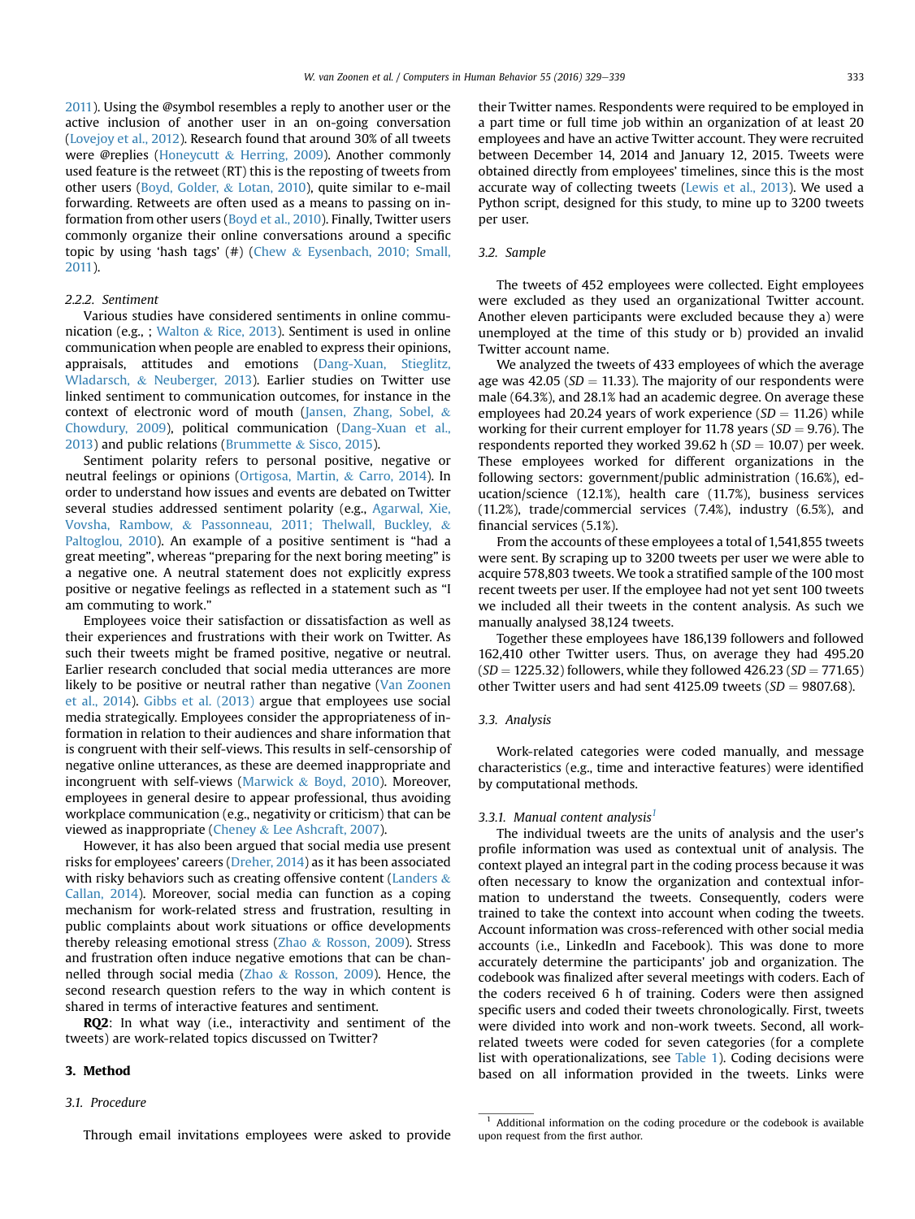2011). Using the @symbol resembles a reply to another user or the active inclusion of another user in an on-going conversation (Lovejoy et al., 2012). Research found that around 30% of all tweets were @replies (Honeycutt & Herring, 2009). Another commonly used feature is the retweet (RT) this is the reposting of tweets from other users (Boyd, Golder, & Lotan, 2010), quite similar to e-mail forwarding. Retweets are often used as a means to passing on information from other users (Boyd et al., 2010). Finally, Twitter users commonly organize their online conversations around a specific topic by using 'hash tags' (#) (Chew & Eysenbach, 2010; Small, 2011).

#### 2.2.2. Sentiment

Various studies have considered sentiments in online communication (e.g., ; Walton & Rice, 2013). Sentiment is used in online communication when people are enabled to express their opinions, appraisals, attitudes and emotions (Dang-Xuan, Stieglitz, Wladarsch, & Neuberger, 2013). Earlier studies on Twitter use linked sentiment to communication outcomes, for instance in the context of electronic word of mouth (Jansen, Zhang, Sobel, & Chowdury, 2009), political communication (Dang-Xuan et al., 2013) and public relations (Brummette & Sisco, 2015).

Sentiment polarity refers to personal positive, negative or neutral feelings or opinions (Ortigosa, Martin, & Carro, 2014). In order to understand how issues and events are debated on Twitter several studies addressed sentiment polarity (e.g., Agarwal, Xie, Vovsha, Rambow, & Passonneau, 2011; Thelwall, Buckley, & Paltoglou, 2010). An example of a positive sentiment is "had a great meeting", whereas "preparing for the next boring meeting" is a negative one. A neutral statement does not explicitly express positive or negative feelings as reflected in a statement such as "I am commuting to work."

Employees voice their satisfaction or dissatisfaction as well as their experiences and frustrations with their work on Twitter. As such their tweets might be framed positive, negative or neutral. Earlier research concluded that social media utterances are more likely to be positive or neutral rather than negative (Van Zoonen et al., 2014). Gibbs et al. (2013) argue that employees use social media strategically. Employees consider the appropriateness of information in relation to their audiences and share information that is congruent with their self-views. This results in self-censorship of negative online utterances, as these are deemed inappropriate and incongruent with self-views (Marwick & Boyd, 2010). Moreover, employees in general desire to appear professional, thus avoiding workplace communication (e.g., negativity or criticism) that can be viewed as inappropriate (Cheney & Lee Ashcraft, 2007).

However, it has also been argued that social media use present risks for employees' careers (Dreher, 2014) as it has been associated with risky behaviors such as creating offensive content (Landers & Callan, 2014). Moreover, social media can function as a coping mechanism for work-related stress and frustration, resulting in public complaints about work situations or office developments thereby releasing emotional stress (Zhao & Rosson, 2009). Stress and frustration often induce negative emotions that can be channelled through social media (Zhao & Rosson, 2009). Hence, the second research question refers to the way in which content is shared in terms of interactive features and sentiment.

**RQ2**: In what way (i.e., interactivity and sentiment of the tweets) are work-related topics discussed on Twitter?

## 3. Method

### 3.1. Procedure

Through email invitations employees were asked to provide their Twitter names. Respondents were required to be employed in a part time or full time job within an organization of at least 20 employees and have an active Twitter account. They were recruited between December 14, 2014 and January 12, 2015. Tweets were obtained directly from employees' timelines, since this is the most accurate way of collecting tweets (Lewis et al., 2013). We used a Python script, designed for this study, to mine up to 3200 tweets per user.

### 3.2. Sample

The tweets of 452 employees were collected. Eight employees were excluded as they used an organizational Twitter account. Another eleven participants were excluded because they a) were unemployed at the time of this study or b) provided an invalid Twitter account name.

We analyzed the tweets of 433 employees of which the average age was 42.05 ($SD = 11.33$). The majority of our respondents were male (64.3%), and 28.1% had an academic degree. On average these employees had 20.24 years of work experience ($SD = 11.26$) while working for their current employer for 11.78 years ($SD = 9.76$). The respondents reported they worked 39.62 h ($SD = 10.07$) per week. These employees worked for different organizations in the following sectors: government/public administration (16.6%), education/science (12.1%), health care (11.7%), business services (11.2%), trade/commercial services (7.4%), industry (6.5%), and financial services (5.1%).

From the accounts of these employees a total of 1,541,855 tweets were sent. By scraping up to 3200 tweets per user we were able to acquire 578,803 tweets. We took a stratified sample of the 100 most recent tweets per user. If the employee had not yet sent 100 tweets we included all their tweets in the content analysis. As such we manually analysed 38,124 tweets.

Together these employees have 186,139 followers and followed 162,410 other Twitter users. Thus, on average they had 495.20 ($SD = 1225.32$) followers, while they followed 426.23 ($SD = 771.65$) other Twitter users and had sent 4125.09 tweets ($SD = 9807.68$).

### 3.3. Analysis

Work-related categories were coded manually, and message characteristics (e.g., time and interactive features) were identified by computational methods.

#### 3.3.1. Manual content analysis[1]

The individual tweets are the units of analysis and the user's profile information was used as contextual unit of analysis. The context played an integral part in the coding process because it was often necessary to know the organization and contextual information to understand the tweets. Consequently, coders were trained to take the context into account when coding the tweets. Account information was cross-referenced with other social media accounts (i.e., LinkedIn and Facebook). This was done to more accurately determine the participants' job and organization. The codebook was finalized after several meetings with coders. Each of the coders received 6 h of training. Coders were then assigned specific users and coded their tweets chronologically. First, tweets were divided into work and non-work tweets. Second, all work-related tweets were coded for seven categories (for a complete list with operationalizations, see Table 1). Coding decisions were based on all information provided in the tweets. Links were

[1] Additional information on the coding procedure or the codebook is available upon request from the first author.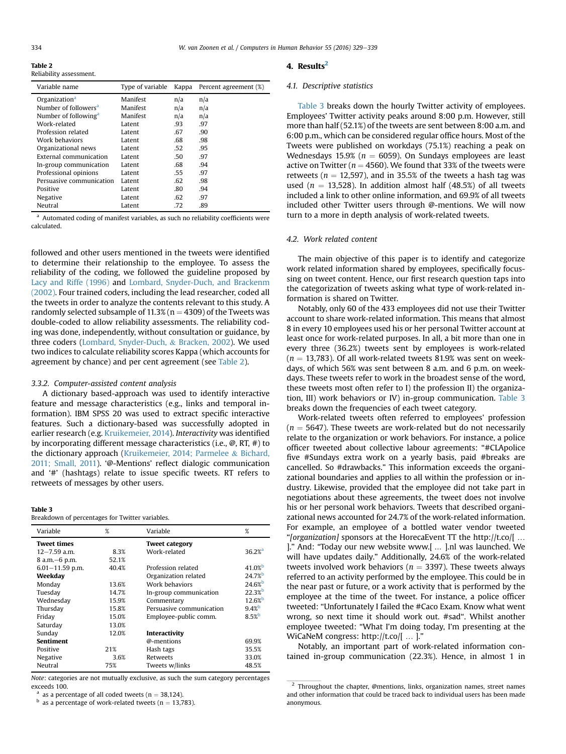**Table 2**
Reliability assessment.

| Variable name | Type of variable | Kappa | Percent agreement (%) |
|---|---|---|---|
| Organization[a] | Manifest | n/a | n/a |
| Number of followers[a] | Manifest | n/a | n/a |
| Number of following[a] | Manifest | n/a | n/a |
| Work-related | Latent | .93 | .97 |
| Profession related | Latent | .67 | .90 |
| Work behaviors | Latent | .68 | .98 |
| Organizational news | Latent | .52 | .95 |
| External communication | Latent | .50 | .97 |
| In-group communication | Latent | .68 | .94 |
| Professional opinions | Latent | .55 | .97 |
| Persuasive communication | Latent | .62 | .98 |
| Positive | Latent | .80 | .94 |
| Negative | Latent | .62 | .97 |
| Neutral | Latent | .72 | .89 |

[a] Automated coding of manifest variables, as such no reliability coefficients were calculated.

followed and other users mentioned in the tweets were identified to determine their relationship to the employee. To assess the reliability of the coding, we followed the guideline proposed by Lacy and Riffe (1996) and Lombard, Snyder-Duch, and Brackenm (2002). Four trained coders, including the lead researcher, coded all the tweets in order to analyze the contents relevant to this study. A randomly selected subsample of 11.3% (n = 4309) of the Tweets was double-coded to allow reliability assessments. The reliability coding was done, independently, without consultation or guidance, by three coders (Lombard, Snyder-Duch, & Bracken, 2002). We used two indices to calculate reliability scores Kappa (which accounts for agreement by chance) and per cent agreement (see Table 2).

### 3.3.2. Computer-assisted content analysis

A dictionary based-approach was used to identify interactive feature and message characteristics (e.g., links and temporal information). IBM SPSS 20 was used to extract specific interactive features. Such a dictionary-based was successfully adopted in earlier research (e.g. Kruikemeier, 2014). *Interactivity* was identified by incorporating different message characteristics (i.e., @, RT, #) to the dictionary approach (Kruikemeier, 2014; Parmelee & Bichard, 2011; Small, 2011). '@-Mentions' reflect dialogic communication and '#' (hashtags) relate to issue specific tweets. RT refers to retweets of messages by other users.

**Table 3**
Breakdown of percentages for Twitter variables.

| Variable | % | Variable | % |
|---|---|---|---|
| **Tweet times** | | **Tweet category** | |
| 12–7.59 a.m. | 8.3% | Work-related | 36.2%[a] |
| 8 a.m.–6 p.m. | 52.1% | | |
| 6.01–11.59 p.m. | 40.4% | Profession related | 41.0%[b] |
| **Weekday** | | Organization related | 24.7%[b] |
| Monday | 13.6% | Work behaviors | 24.6%[b] |
| Tuesday | 14.7% | In-group communication | 22.3%[b] |
| Wednesday | 15.9% | Commentary | 12.6%[b] |
| Thursday | 15.8% | Persuasive communication | 9.4%[b] |
| Friday | 15.0% | Employee-public comm. | 8.5%[b] |
| Saturday | 13.0% | | |
| Sunday | 12.0% | **Interactivity** | |
| **Sentiment** | | @-mentions | 69.9% |
| Positive | 21% | Hash tags | 35.5% |
| Negative | 3.6% | Retweets | 33.0% |
| Neutral | 75% | Tweets w/links | 48.5% |

*Note*: categories are not mutually exclusive, as such the sum category percentages exceeds 100.
[a] as a percentage of all coded tweets (n = 38,124).
[b] as a percentage of work-related tweets (n = 13,783).

## 4. Results[2]

### 4.1. Descriptive statistics

Table 3 breaks down the hourly Twitter activity of employees. Employees' Twitter activity peaks around 8:00 p.m. However, still more than half (52.1%) of the tweets are sent between 8:00 a.m. and 6:00 p.m., which can be considered regular office hours. Most of the Tweets were published on workdays (75.1%) reaching a peak on Wednesdays 15.9% (n = 6059). On Sundays employees are least active on Twitter (n = 4560). We found that 33% of the tweets were retweets (n = 12,597), and in 35.5% of the tweets a hash tag was used (n = 13,528). In addition almost half (48.5%) of all tweets included a link to other online information, and 69.9% of all tweets included other Twitter users through @-mentions. We will now turn to a more in depth analysis of work-related tweets.

### 4.2. Work related content

The main objective of this paper is to identify and categorize work related information shared by employees, specifically focussing on tweet content. Hence, our first research question taps into the categorization of tweets asking what type of work-related information is shared on Twitter.

Notably, only 60 of the 433 employees did not use their Twitter account to share work-related information. This means that almost 8 in every 10 employees used his or her personal Twitter account at least once for work-related purposes. In all, a bit more than one in every three (36.2%) tweets sent by employees is work-related (n = 13,783). Of all work-related tweets 81.9% was sent on weekdays, of which 56% was sent between 8 a.m. and 6 p.m. on weekdays. These tweets refer to work in the broadest sense of the word, these tweets most often refer to I) the profession II) the organization, III) work behaviors or IV) in-group communication. Table 3 breaks down the frequencies of each tweet category.

Work-related tweets often referred to employees' profession (n = 5647). These tweets are work-related but do not necessarily relate to the organization or work behaviors. For instance, a police officer tweeted about collective labour agreements: "#CLApolice five #Sundays extra work on a yearly basis, paid #breaks are cancelled. So #drawbacks." This information exceeds the organizational boundaries and applies to all within the profession or industry. Likewise, provided that the employee did not take part in negotiations about these agreements, the tweet does not involve his or her personal work behaviors. Tweets that described organizational news accounted for 24.7% of the work-related information. For example, an employee of a bottled water vendor tweeted "*[organization]* sponsors at the HorecaEvent TT the http://t.co/[ … ]." And: "Today our new website www.[ … ].nl was launched. We will have updates daily." Additionally, 24.6% of the work-related tweets involved work behaviors (n = 3397). These tweets always referred to an activity performed by the employee. This could be in the near past or future, or a work activity that is performed by the employee at the time of the tweet. For instance, a police officer tweeted: "Unfortunately I failed the #Caco Exam. Know what went wrong, so next time it should work out. #sad". Whilst another employee tweeted: "What I'm doing today, I'm presenting at the WiCaNeM congress: http://t.co/[ … ]."

Notably, an important part of work-related information contained in-group communication (22.3%). Hence, in almost 1 in

[2] Throughout the chapter, @mentions, links, organization names, street names and other information that could be traced back to individual users has been made anonymous.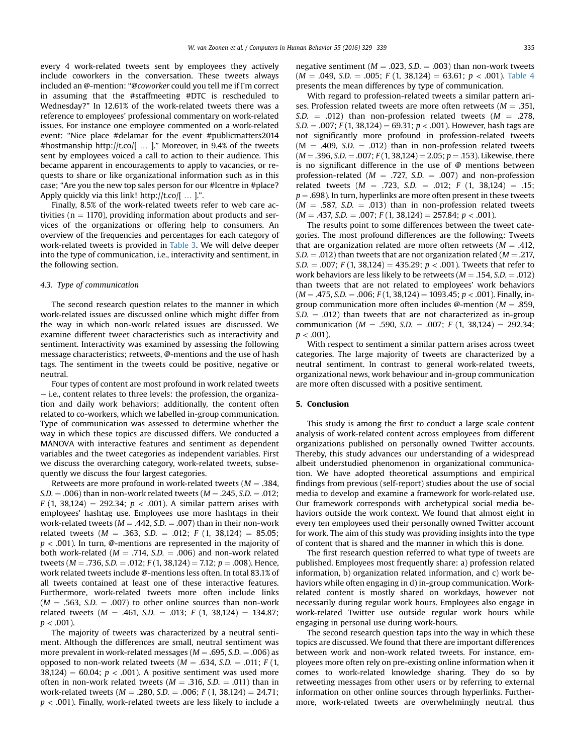every 4 work-related tweets sent by employees they actively include coworkers in the conversation. These tweets always included an @-mention: "*@coworker* could you tell me if I'm correct in assuming that the #staffmeeting #DTC is rescheduled to Wednesday?" In 12.61% of the work-related tweets there was a reference to employees' professional commentary on work-related issues. For instance one employee commented on a work-related event: "Nice place #delamar for the event #publicmatters2014 #hostmanship http://t.co/[ … ]." Moreover, in 9.4% of the tweets sent by employees voiced a call to action to their audience. This became apparent in encouragements to apply to vacancies, or requests to share or like organizational information such as in this case; "Are you the new top sales person for our #Icentre in #place? Apply quickly via this link! http://t.co/[ … ].".

Finally, 8.5% of the work-related tweets refer to web care activities (n = 1170), providing information about products and services of the organizations or offering help to consumers. An overview of the frequencies and percentages for each category of work-related tweets is provided in Table 3. We will delve deeper into the type of communication, i.e., interactivity and sentiment, in the following section.

### 4.3. Type of communication

The second research question relates to the manner in which work-related issues are discussed online which might differ from the way in which non-work related issues are discussed. We examine different tweet characteristics such as interactivity and sentiment. Interactivity was examined by assessing the following message characteristics; retweets, @-mentions and the use of hash tags. The sentiment in the tweets could be positive, negative or neutral.

Four types of content are most profound in work related tweets – i.e., content relates to three levels: the profession, the organization and daily work behaviors; additionally, the content often related to co-workers, which we labelled in-group communication. Type of communication was assessed to determine whether the way in which these topics are discussed differs. We conducted a MANOVA with interactive features and sentiment as dependent variables and the tweet categories as independent variables. First we discuss the overarching category, work-related tweets, subsequently we discuss the four largest categories.

Retweets are more profound in work-related tweets ($M = .384$, $S.D. = .006$) than in non-work related tweets ($M = .245$, $S.D. = .012$; $F$ (1, 38,124) = 292.34; $p < .001$). A similar pattern arises with employees' hashtag use. Employees use more hashtags in their work-related tweets ($M = .442$, $S.D. = .007$) than in their non-work related tweets ($M = .363$, $S.D. = .012$; $F$ (1, 38,124) = 85.05; $p < .001$). In turn, @-mentions are represented in the majority of both work-related ($M = .714$, $S.D. = .006$) and non-work related tweets ($M = .736$, $S.D. = .012$; $F$ (1, 38,124) = 7.12; $p = .008$). Hence, work related tweets include @-mentions less often. In total 83.1% of all tweets contained at least one of these interactive features. Furthermore, work-related tweets more often include links ($M = .563$, $S.D. = .007$) to other online sources than non-work related tweets ($M = .461$, $S.D. = .013$; $F$ (1, 38,124) = 134.87; $p < .001$).

The majority of tweets was characterized by a neutral sentiment. Although the differences are small, neutral sentiment was more prevalent in work-related messages ($M = .695$, $S.D. = .006$) as opposed to non-work related tweets ($M = .634$, $S.D. = .011$; $F$ (1, 38,124) = 60.04; $p < .001$). A positive sentiment was used more often in non-work related tweets ($M = .316$, $S.D. = .011$) than in work-related tweets ($M = .280$, $S.D. = .006$; $F$ (1, 38,124) = 24.71; $p < .001$). Finally, work-related tweets are less likely to include a negative sentiment ($M = .023$, $S.D. = .003$) than non-work tweets ($M = .049$, $S.D. = .005$; $F$ (1, 38,124) = 63.61; $p < .001$). Table 4 presents the mean differences by type of communication.

With regard to profession-related tweets a similar pattern arises. Profession related tweets are more often retweets ($M = .351$, $S.D. = .012$) than non-profession related tweets ($M = .278$, $S.D. = .007$; $F$ (1, 38,124) = 69.31; $p < .001$). However, hash tags are not significantly more profound in profession-related tweets ($M = .409$, $S.D. = .012$) than in non-profession related tweets ($M = .396$, $S.D. = .007$; $F$ (1, 38,124) = 2.05; $p = .153$). Likewise, there is no significant difference in the use of @ mentions between profession-related ($M = .727$, $S.D. = .007$) and non-profession related tweets ($M = .723$, $S.D. = .012$; $F$ (1, 38,124) = .15; $p = .698$). In turn, hyperlinks are more often present in these tweets ($M = .587$, $S.D. = .013$) than in non-profession related tweets ($M = .437$, $S.D. = .007$; $F$ (1, 38,124) = 257.84; $p < .001$).

The results point to some differences between the tweet categories. The most profound differences are the following: Tweets that are organization related are more often retweets ($M = .412$, $S.D. = .012$) than tweets that are not organization related ($M = .217$, $S.D. = .007$; $F$ (1, 38,124) = 435.29; $p < .001$). Tweets that refer to work behaviors are less likely to be retweets ($M = .154$, $S.D. = .012$) than tweets that are not related to employees' work behaviors ($M = .475$, $S.D. = .006$; $F$ (1, 38,124) = 1093.45; $p < .001$). Finally, in-group communication more often includes @-mention ($M = .859$, $S.D. = .012$) than tweets that are not characterized as in-group communication ($M = .590$, $S.D. = .007$; $F$ (1, 38,124) = 292.34; $p < .001$).

With respect to sentiment a similar pattern arises across tweet categories. The large majority of tweets are characterized by a neutral sentiment. In contrast to general work-related tweets, organizational news, work behaviour and in-group communication are more often discussed with a positive sentiment.

## 5. Conclusion

This study is among the first to conduct a large scale content analysis of work-related content across employees from different organizations published on personally owned Twitter accounts. Thereby, this study advances our understanding of a widespread albeit understudied phenomenon in organizational communication. We have adopted theoretical assumptions and empirical findings from previous (self-report) studies about the use of social media to develop and examine a framework for work-related use. Our framework corresponds with archetypical social media behaviors outside the work context. We found that almost eight in every ten employees used their personally owned Twitter account for work. The aim of this study was providing insights into the type of content that is shared and the manner in which this is done.

The first research question referred to what type of tweets are published. Employees most frequently share: a) profession related information, b) organization related information, and c) work behaviors while often engaging in d) in-group communication. Work-related content is mostly shared on workdays, however not necessarily during regular work hours. Employees also engage in work-related Twitter use outside regular work hours while engaging in personal use during work-hours.

The second research question taps into the way in which these topics are discussed. We found that there are important differences between work and non-work related tweets. For instance, employees more often rely on pre-existing online information when it comes to work-related knowledge sharing. They do so by retweeting messages from other users or by referring to external information on other online sources through hyperlinks. Furthermore, work-related tweets are overwhelmingly neutral, thus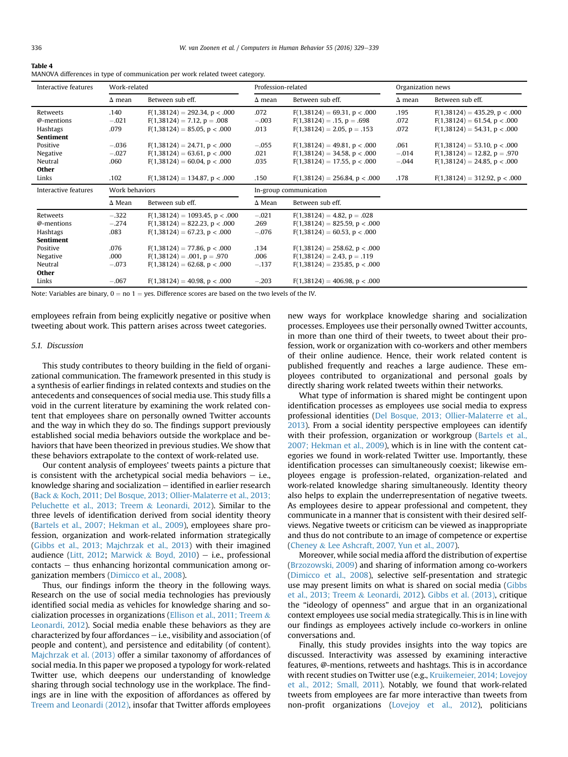**Table 4**
MANOVA differences in type of communication per work related tweet category.

| Interactive features | Work-related | | Profession-related | | Organization news | |
|---|---|---|---|---|---|---|
| | Δ mean | Between sub eff. | Δ mean | Between sub eff. | Δ mean | Between sub eff. |
| Retweets | .140 | $F(1,38124) = 292.34, p < .000$ | .072 | $F(1,38124) = 69.31, p < .000$ | .195 | $F(1,38124) = 435.29, p < .000$ |
| @-mentions | −.021 | $F(1,38124) = 7.12, p = .008$ | −.003 | $F(1,38124) = .15, p = .698$ | .072 | $F(1,38124) = 61.54, p < .000$ |
| Hashtags | .079 | $F(1,38124) = 85.05, p < .000$ | .013 | $F(1,38124) = 2.05, p = .153$ | .072 | $F(1,38124) = 54.31, p < .000$ |
| **Sentiment** | | | | | | |
| Positive | −.036 | $F(1,38124) = 24.71, p < .000$ | −.055 | $F(1,38124) = 49.81, p < .000$ | .061 | $F(1,38124) = 53.10, p < .000$ |
| Negative | −.027 | $F(1,38124) = 63.61, p < .000$ | .021 | $F(1,38124) = 34.58, p < .000$ | −.014 | $F(1,38124) = 12.82, p = .970$ |
| Neutral | .060 | $F(1,38124) = 60.04, p < .000$ | .035 | $F(1,38124) = 17.55, p < .000$ | −.044 | $F(1,38124) = 24.85, p < .000$ |
| **Other** | | | | | | |
| Links | .102 | $F(1,38124) = 134.87, p < .000$ | .150 | $F(1,38124) = 256.84, p < .000$ | .178 | $F(1,38124) = 312.92, p < .000$ |
| **Interactive features** | **Work behaviors** | | **In-group communication** | | | |
| | Δ Mean | Between sub eff. | Δ Mean | Between sub eff. | | |
| Retweets | −.322 | $F(1,38124) = 1093.45, p < .000$ | −.021 | $F(1,38124) = 4.82, p = .028$ | | |
| @-mentions | −.274 | $F(1,38124) = 822.23, p < .000$ | .269 | $F(1,38124) = 825.59, p < .000$ | | |
| Hashtags | .083 | $F(1,38124) = 67.23, p < .000$ | −.076 | $F(1,38124) = 60.53, p < .000$ | | |
| **Sentiment** | | | | | | |
| Positive | .076 | $F(1,38124) = 77.86, p < .000$ | .134 | $F(1,38124) = 258.62, p < .000$ | | |
| Negative | .000 | $F(1,38124) = .001, p = .970$ | .006 | $F(1,38124) = 2.43, p = .119$ | | |
| Neutral | −.073 | $F(1,38124) = 62.68, p < .000$ | −.137 | $F(1,38124) = 235.85, p < .000$ | | |
| **Other** | | | | | | |
| Links | −.067 | $F(1,38124) = 40.98, p < .000$ | −.203 | $F(1,38124) = 406.98, p < .000$ | | |

Note: Variables are binary, 0 = no 1 = yes. Difference scores are based on the two levels of the IV.

employees refrain from being explicitly negative or positive when tweeting about work. This pattern arises across tweet categories.

### 5.1. Discussion

This study contributes to theory building in the field of organizational communication. The framework presented in this study is a synthesis of earlier findings in related contexts and studies on the antecedents and consequences of social media use. This study fills a void in the current literature by examining the work related content that employees share on personally owned Twitter accounts and the way in which they do so. The findings support previously established social media behaviors outside the workplace and behaviors that have been theorized in previous studies. We show that these behaviors extrapolate to the context of work-related use.

Our content analysis of employees' tweets paints a picture that is consistent with the archetypical social media behaviors – i.e., knowledge sharing and socialization – identified in earlier research (Back & Koch, 2011; Del Bosque, 2013; Ollier-Malaterre et al., 2013; Peluchette et al., 2013; Treem & Leonardi, 2012). Similar to the three levels of identification derived from social identity theory (Bartels et al., 2007; Hekman et al., 2009), employees share profession, organization and work-related information strategically (Gibbs et al., 2013; Majchrzak et al., 2013) with their imagined audience (Litt, 2012; Marwick & Boyd, 2010) – i.e., professional contacts – thus enhancing horizontal communication among organization members (Dimicco et al., 2008).

Thus, our findings inform the theory in the following ways. Research on the use of social media technologies has previously identified social media as vehicles for knowledge sharing and socialization processes in organizations (Ellison et al., 2011; Treem & Leonardi, 2012). Social media enable these behaviors as they are characterized by four affordances – i.e., visibility and association (of people and content), and persistence and editability (of content). Majchrzak et al. (2013) offer a similar taxonomy of affordances of social media. In this paper we proposed a typology for work-related Twitter use, which deepens our understanding of knowledge sharing through social technology use in the workplace. The findings are in line with the exposition of affordances as offered by Treem and Leonardi (2012), insofar that Twitter affords employees new ways for workplace knowledge sharing and socialization processes. Employees use their personally owned Twitter accounts, in more than one third of their tweets, to tweet about their profession, work or organization with co-workers and other members of their online audience. Hence, their work related content is published frequently and reaches a large audience. These employees contributed to organizational and personal goals by directly sharing work related tweets within their networks.

What type of information is shared might be contingent upon identification processes as employees use social media to express professional identities (Del Bosque, 2013; Ollier-Malaterre et al., 2013). From a social identity perspective employees can identify with their profession, organization or workgroup (Bartels et al., 2007; Hekman et al., 2009), which is in line with the content categories we found in work-related Twitter use. Importantly, these identification processes can simultaneously coexist; likewise employees engage is profession-related, organization-related and work-related knowledge sharing simultaneously. Identity theory also helps to explain the underrepresentation of negative tweets. As employees desire to appear professional and competent, they communicate in a manner that is consistent with their desired self-views. Negative tweets or criticism can be viewed as inappropriate and thus do not contribute to an image of competence or expertise (Cheney & Lee Ashcraft, 2007, Yun et al., 2007).

Moreover, while social media afford the distribution of expertise (Brzozowski, 2009) and sharing of information among co-workers (Dimicco et al., 2008), selective self-presentation and strategic use may present limits on what is shared on social media (Gibbs et al., 2013; Treem & Leonardi, 2012). Gibbs et al. (2013), critique the "ideology of openness" and argue that in an organizational context employees use social media strategically. This is in line with our findings as employees actively include co-workers in online conversations and.

Finally, this study provides insights into the way topics are discussed. Interactivity was assessed by examining interactive features, @-mentions, retweets and hashtags. This is in accordance with recent studies on Twitter use (e.g., Kruikemeier, 2014; Lovejoy et al., 2012; Small, 2011). Notably, we found that work-related tweets from employees are far more interactive than tweets from non-profit organizations (Lovejoy et al., 2012), politicians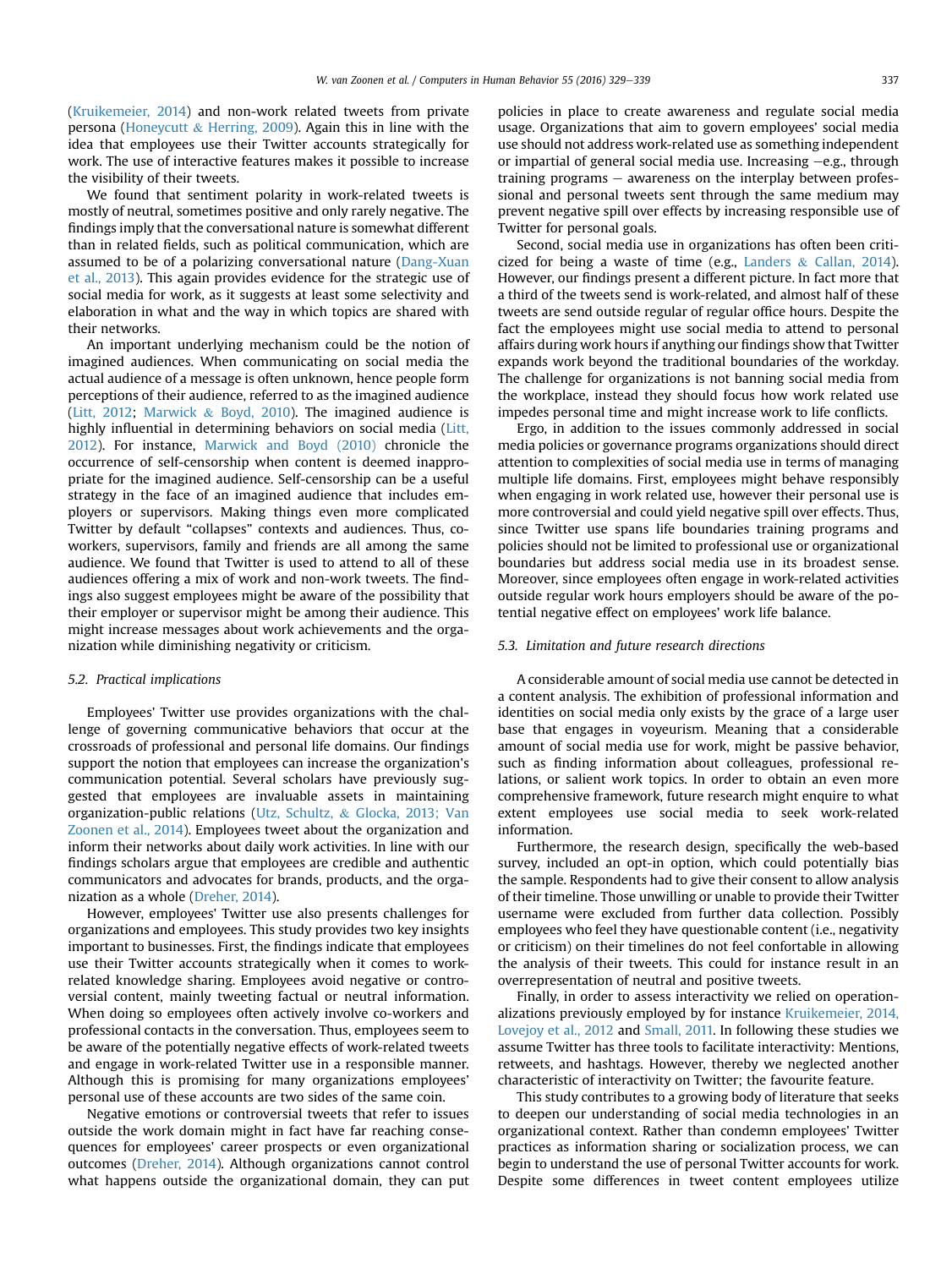(Kruikemeier, 2014) and non-work related tweets from private persona (Honeycutt & Herring, 2009). Again this in line with the idea that employees use their Twitter accounts strategically for work. The use of interactive features makes it possible to increase the visibility of their tweets.

We found that sentiment polarity in work-related tweets is mostly of neutral, sometimes positive and only rarely negative. The findings imply that the conversational nature is somewhat different than in related fields, such as political communication, which are assumed to be of a polarizing conversational nature (Dang-Xuan et al., 2013). This again provides evidence for the strategic use of social media for work, as it suggests at least some selectivity and elaboration in what and the way in which topics are shared with their networks.

An important underlying mechanism could be the notion of imagined audiences. When communicating on social media the actual audience of a message is often unknown, hence people form perceptions of their audience, referred to as the imagined audience (Litt, 2012; Marwick & Boyd, 2010). The imagined audience is highly influential in determining behaviors on social media (Litt, 2012). For instance, Marwick and Boyd (2010) chronicle the occurrence of self-censorship when content is deemed inappropriate for the imagined audience. Self-censorship can be a useful strategy in the face of an imagined audience that includes employers or supervisors. Making things even more complicated Twitter by default "collapses" contexts and audiences. Thus, co-workers, supervisors, family and friends are all among the same audience. We found that Twitter is used to attend to all of these audiences offering a mix of work and non-work tweets. The findings also suggest employees might be aware of the possibility that their employer or supervisor might be among their audience. This might increase messages about work achievements and the organization while diminishing negativity or criticism.

### 5.2. Practical implications

Employees' Twitter use provides organizations with the challenge of governing communicative behaviors that occur at the crossroads of professional and personal life domains. Our findings support the notion that employees can increase the organization's communication potential. Several scholars have previously suggested that employees are invaluable assets in maintaining organization-public relations (Utz, Schultz, & Glocka, 2013; Van Zoonen et al., 2014). Employees tweet about the organization and inform their networks about daily work activities. In line with our findings scholars argue that employees are credible and authentic communicators and advocates for brands, products, and the organization as a whole (Dreher, 2014).

However, employees' Twitter use also presents challenges for organizations and employees. This study provides two key insights important to businesses. First, the findings indicate that employees use their Twitter accounts strategically when it comes to work-related knowledge sharing. Employees avoid negative or controversial content, mainly tweeting factual or neutral information. When doing so employees often actively involve co-workers and professional contacts in the conversation. Thus, employees seem to be aware of the potentially negative effects of work-related tweets and engage in work-related Twitter use in a responsible manner. Although this is promising for many organizations employees' personal use of these accounts are two sides of the same coin.

Negative emotions or controversial tweets that refer to issues outside the work domain might in fact have far reaching consequences for employees' career prospects or even organizational outcomes (Dreher, 2014). Although organizations cannot control what happens outside the organizational domain, they can put policies in place to create awareness and regulate social media usage. Organizations that aim to govern employees' social media use should not address work-related use as something independent or impartial of general social media use. Increasing −e.g., through training programs − awareness on the interplay between professional and personal tweets sent through the same medium may prevent negative spill over effects by increasing responsible use of Twitter for personal goals.

Second, social media use in organizations has often been criticized for being a waste of time (e.g., Landers & Callan, 2014). However, our findings present a different picture. In fact more that a third of the tweets send is work-related, and almost half of these tweets are send outside regular of regular office hours. Despite the fact the employees might use social media to attend to personal affairs during work hours if anything our findings show that Twitter expands work beyond the traditional boundaries of the workday. The challenge for organizations is not banning social media from the workplace, instead they should focus how work related use impedes personal time and might increase work to life conflicts.

Ergo, in addition to the issues commonly addressed in social media policies or governance programs organizations should direct attention to complexities of social media use in terms of managing multiple life domains. First, employees might behave responsibly when engaging in work related use, however their personal use is more controversial and could yield negative spill over effects. Thus, since Twitter use spans life boundaries training programs and policies should not be limited to professional use or organizational boundaries but address social media use in its broadest sense. Moreover, since employees often engage in work-related activities outside regular work hours employers should be aware of the potential negative effect on employees' work life balance.

### 5.3. Limitation and future research directions

A considerable amount of social media use cannot be detected in a content analysis. The exhibition of professional information and identities on social media only exists by the grace of a large user base that engages in voyeurism. Meaning that a considerable amount of social media use for work, might be passive behavior, such as finding information about colleagues, professional relations, or salient work topics. In order to obtain an even more comprehensive framework, future research might enquire to what extent employees use social media to seek work-related information.

Furthermore, the research design, specifically the web-based survey, included an opt-in option, which could potentially bias the sample. Respondents had to give their consent to allow analysis of their timeline. Those unwilling or unable to provide their Twitter username were excluded from further data collection. Possibly employees who feel they have questionable content (i.e., negativity or criticism) on their timelines do not feel confortable in allowing the analysis of their tweets. This could for instance result in an overrepresentation of neutral and positive tweets.

Finally, in order to assess interactivity we relied on operationalizations previously employed by for instance Kruikemeier, 2014, Lovejoy et al., 2012 and Small, 2011. In following these studies we assume Twitter has three tools to facilitate interactivity: Mentions, retweets, and hashtags. However, thereby we neglected another characteristic of interactivity on Twitter; the favourite feature.

This study contributes to a growing body of literature that seeks to deepen our understanding of social media technologies in an organizational context. Rather than condemn employees' Twitter practices as information sharing or socialization process, we can begin to understand the use of personal Twitter accounts for work. Despite some differences in tweet content employees utilize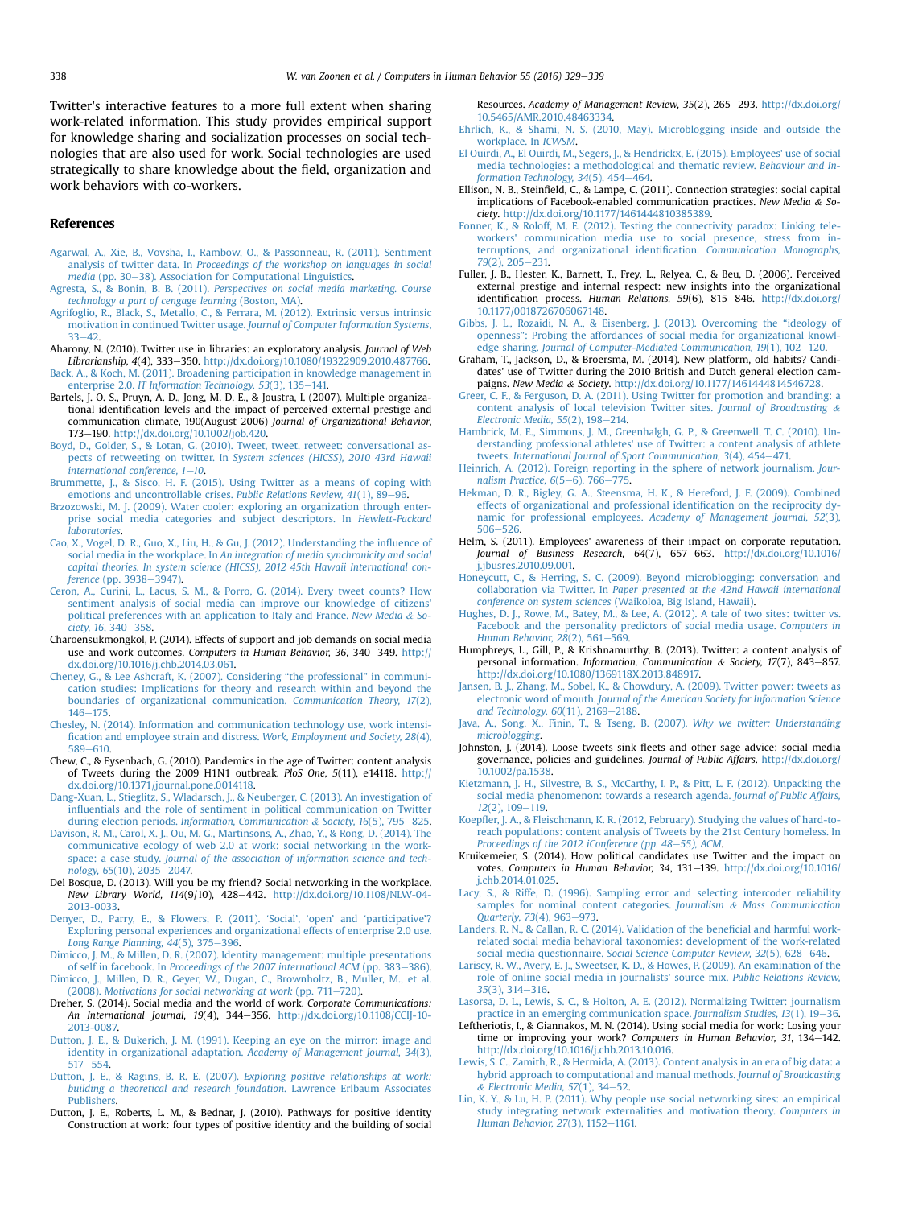Twitter's interactive features to a more full extent when sharing work-related information. This study provides empirical support for knowledge sharing and socialization processes on social technologies that are also used for work. Social technologies are used strategically to share knowledge about the field, organization and work behaviors with co-workers.

## References

Agarwal, A., Xie, B., Vovsha, I., Rambow, O., & Passonneau, R. (2011). Sentiment analysis of twitter data. In *Proceedings of the workshop on languages in social media* (pp. 30–38). Association for Computational Linguistics.

Agresta, S., & Bonin, B. B. (2011). *Perspectives on social media marketing. Course technology a part of cengage learning* (Boston, MA).

Agrifoglio, R., Black, S., Metallo, C., & Ferrara, M. (2012). Extrinsic versus intrinsic motivation in continued Twitter usage. *Journal of Computer Information Systems*, 33–42.

Aharony, N. (2010). Twitter use in libraries: an exploratory analysis. *Journal of Web Librarianship, 4*(4), 333–350. http://dx.doi.org/10.1080/19322909.2010.487766.

Back, A., & Koch, M. (2011). Broadening participation in knowledge management in enterprise 2.0. *IT Information Technology, 53*(3), 135–141.

Bartels, J. O. S., Pruyn, A. D., Jong, M. D. E., & Joustra, I. (2007). Multiple organizational identification levels and the impact of perceived external prestige and communication climate, 190(August 2006) *Journal of Organizational Behavior*, 173–190. http://dx.doi.org/10.1002/job.420.

Boyd, D., Golder, S., & Lotan, G. (2010). Tweet, tweet, retweet: conversational aspects of retweeting on twitter. In *System sciences (HICSS), 2010 43rd Hawaii international conference, 1–10*.

Brummette, J., & Sisco, H. F. (2015). Using Twitter as a means of coping with emotions and uncontrollable crises. *Public Relations Review, 41*(1), 89–96.

Brzozowski, M. J. (2009). Water cooler: exploring an organization through enterprise social media categories and subject descriptors. In *Hewlett-Packard laboratories*.

Cao, X., Vogel, D. R., Guo, X., Liu, H., & Gu, J. (2012). Understanding the influence of social media in the workplace. In *An integration of media synchronicity and social capital theories. In system science (HICSS), 2012 45th Hawaii International conference* (pp. 3938–3947).

Ceron, A., Curini, L., Lacus, S. M., & Porro, G. (2014). Every tweet counts? How sentiment analysis of social media can improve our knowledge of citizens' political preferences with an application to Italy and France. *New Media & Society, 16*, 340–358.

Charoensukmongkol, P. (2014). Effects of support and job demands on social media use and work outcomes. *Computers in Human Behavior, 36*, 340–349. http://dx.doi.org/10.1016/j.chb.2014.03.061.

Cheney, G., & Lee Ashcraft, K. (2007). Considering "the professional" in communication studies: Implications for theory and research within and beyond the boundaries of organizational communication. *Communication Theory, 17*(2), 146–175.

Chesley, N. (2014). Information and communication technology use, work intensification and employee strain and distress. *Work, Employment and Society, 28*(4), 589–610.

Chew, C., & Eysenbach, G. (2010). Pandemics in the age of Twitter: content analysis of Tweets during the 2009 H1N1 outbreak. *PloS One, 5*(11), e14118. http://dx.doi.org/10.1371/journal.pone.0014118.

Dang-Xuan, L., Stieglitz, S., Wladarsch, J., & Neuberger, C. (2013). An investigation of influentials and the role of sentiment in political communication on Twitter during election periods. *Information, Communication & Society, 16*(5), 795–825.

Davison, R. M., Carol, X. J., Ou, M. G., Martinsons, A., Zhao, Y., & Rong, D. (2014). The communicative ecology of web 2.0 at work: social networking in the workspace: a case study. *Journal of the association of information science and technology, 65*(10), 2035–2047.

Del Bosque, D. (2013). Will you be my friend? Social networking in the workplace. *New Library World, 114*(9/10), 428–442. http://dx.doi.org/10.1108/NLW-04-2013-0033.

Denyer, D., Parry, E., & Flowers, P. (2011). 'Social', 'open' and 'participative'? Exploring personal experiences and organizational effects of enterprise 2.0 use. *Long Range Planning, 44*(5), 375–396.

Dimicco, J. M., & Millen, D. R. (2007). Identity management: multiple presentations of self in facebook. In *Proceedings of the 2007 international ACM* (pp. 383–386).

Dimicco, J., Millen, D. R., Geyer, W., Dugan, C., Brownholtz, B., Muller, M., et al. (2008). *Motivations for social networking at work* (pp. 711–720).

Dreher, S. (2014). Social media and the world of work. *Corporate Communications: An International Journal, 19*(4), 344–356. http://dx.doi.org/10.1108/CCIJ-10-2013-0087.

Dutton, J. E., & Dukerich, J. M. (1991). Keeping an eye on the mirror: image and identity in organizational adaptation. *Academy of Management Journal, 34*(3), 517–554.

Dutton, J. E., & Ragins, B. R. E. (2007). *Exploring positive relationships at work: building a theoretical and research foundation*. Lawrence Erlbaum Associates Publishers.

Dutton, J. E., Roberts, L. M., & Bednar, J. (2010). Pathways for positive identity Construction at work: four types of positive identity and the building of social Resources. *Academy of Management Review, 35*(2), 265–293. http://dx.doi.org/10.5465/AMR.2010.48463334.

Ehrlich, K., & Shami, N. S. (2010, May). Microblogging inside and outside the workplace. In *ICWSM*.

El Ouirdi, A., El Ouirdi, M., Segers, J., & Hendrickx, E. (2015). Employees' use of social media technologies: a methodological and thematic review. *Behaviour and Information Technology, 34*(5), 454–464.

Ellison, N. B., Steinfield, C., & Lampe, C. (2011). Connection strategies: social capital implications of Facebook-enabled communication practices. *New Media & Society*. http://dx.doi.org/10.1177/1461444810385389.

Fonner, K., & Roloff, M. E. (2012). Testing the connectivity paradox: Linking teleworkers' communication media use to social presence, stress from interruptions, and organizational identification. *Communication Monographs, 79*(2), 205–231.

Fuller, J. B., Hester, K., Barnett, T., Frey, L., Relyea, C., & Beu, D. (2006). Perceived external prestige and internal respect: new insights into the organizational identification process. *Human Relations, 59*(6), 815–846. http://dx.doi.org/10.1177/0018726706067148.

Gibbs, J. L., Rozaidi, N. A., & Eisenberg, J. (2013). Overcoming the "ideology of openness": Probing the affordances of social media for organizational knowledge sharing. *Journal of Computer-Mediated Communication, 19*(1), 102–120.

Graham, T., Jackson, D., & Broersma, M. (2014). New platform, old habits? Candidates' use of Twitter during the 2010 British and Dutch general election campaigns. *New Media & Society*. http://dx.doi.org/10.1177/1461444814546728.

Greer, C. F., & Ferguson, D. A. (2011). Using Twitter for promotion and branding: a content analysis of local television Twitter sites. *Journal of Broadcasting & Electronic Media, 55*(2), 198–214.

Hambrick, M. E., Simmons, J. M., Greenhalgh, G. P., & Greenwell, T. C. (2010). Understanding professional athletes' use of Twitter: a content analysis of athlete tweets. *International Journal of Sport Communication, 3*(4), 454–471.

Heinrich, A. (2012). Foreign reporting in the sphere of network journalism. *Journalism Practice, 6*(5–6), 766–775.

Hekman, D. R., Bigley, G. A., Steensma, H. K., & Hereford, J. F. (2009). Combined effects of organizational and professional identification on the reciprocity dynamic for professional employees. *Academy of Management Journal, 52*(3), 506–526.

Helm, S. (2011). Employees' awareness of their impact on corporate reputation. *Journal of Business Research, 64*(7), 657–663. http://dx.doi.org/10.1016/j.jbusres.2010.09.001.

Honeycutt, C., & Herring, S. C. (2009). Beyond microblogging: conversation and collaboration via Twitter. In *Paper presented at the 42nd Hawaii international conference on system sciences* (Waikoloa, Big Island, Hawaii).

Hughes, D. J., Rowe, M., Batey, M., & Lee, A. (2012). A tale of two sites: twitter vs. Facebook and the personality predictors of social media usage. *Computers in Human Behavior, 28*(2), 561–569.

Humphreys, L., Gill, P., & Krishnamurthy, B. (2013). Twitter: a content analysis of personal information. *Information, Communication & Society, 17*(7), 843–857. http://dx.doi.org/10.1080/1369118X.2013.848917.

Jansen, B. J., Zhang, M., Sobel, K., & Chowdury, A. (2009). Twitter power: tweets as electronic word of mouth. *Journal of the American Society for Information Science and Technology, 60*(11), 2169–2188.

Java, A., Song, X., Finin, T., & Tseng, B. (2007). *Why we twitter: Understanding microblogging*.

Johnston, J. (2014). Loose tweets sink fleets and other sage advice: social media governance, policies and guidelines. *Journal of Public Affairs*. http://dx.doi.org/10.1002/pa.1538.

Kietzmann, J. H., Silvestre, B. S., McCarthy, I. P., & Pitt, L. F. (2012). Unpacking the social media phenomenon: towards a research agenda. *Journal of Public Affairs, 12*(2), 109–119.

Koepfler, J. A., & Fleischmann, K. R. (2012, February). Studying the values of hard-to-reach populations: content analysis of Tweets by the 21st Century homeless. In *Proceedings of the 2012 iConference (pp. 48–55), ACM*.

Kruikemeier, S. (2014). How political candidates use Twitter and the impact on votes. *Computers in Human Behavior, 34*, 131–139. http://dx.doi.org/10.1016/j.chb.2014.01.025.

Lacy, S., & Riffe, D. (1996). Sampling error and selecting intercoder reliability samples for nominal content categories. *Journalism & Mass Communication Quarterly, 73*(4), 963–973.

Landers, R. N., & Callan, R. C. (2014). Validation of the beneficial and harmful work-related social media behavioral taxonomies: development of the work-related social media questionnaire. *Social Science Computer Review, 32*(5), 628–646.

Lariscy, R. W., Avery, E. J., Sweetser, K. D., & Howes, P. (2009). An examination of the role of online social media in journalists' source mix. *Public Relations Review, 35*(3), 314–316.

Lasorsa, D. L., Lewis, S. C., & Holton, A. E. (2012). Normalizing Twitter: journalism practice in an emerging communication space. *Journalism Studies, 13*(1), 19–36.

Leftheriotis, I., & Giannakos, M. N. (2014). Using social media for work: Losing your time or improving your work? *Computers in Human Behavior, 31*, 134–142. http://dx.doi.org/10.1016/j.chb.2013.10.016.

Lewis, S. C., Zamith, R., & Hermida, A. (2013). Content analysis in an era of big data: a hybrid approach to computational and manual methods. *Journal of Broadcasting & Electronic Media, 57*(1), 34–52.

Lin, K. Y., & Lu, H. P. (2011). Why people use social networking sites: an empirical study integrating network externalities and motivation theory. *Computers in Human Behavior, 27*(3), 1152–1161.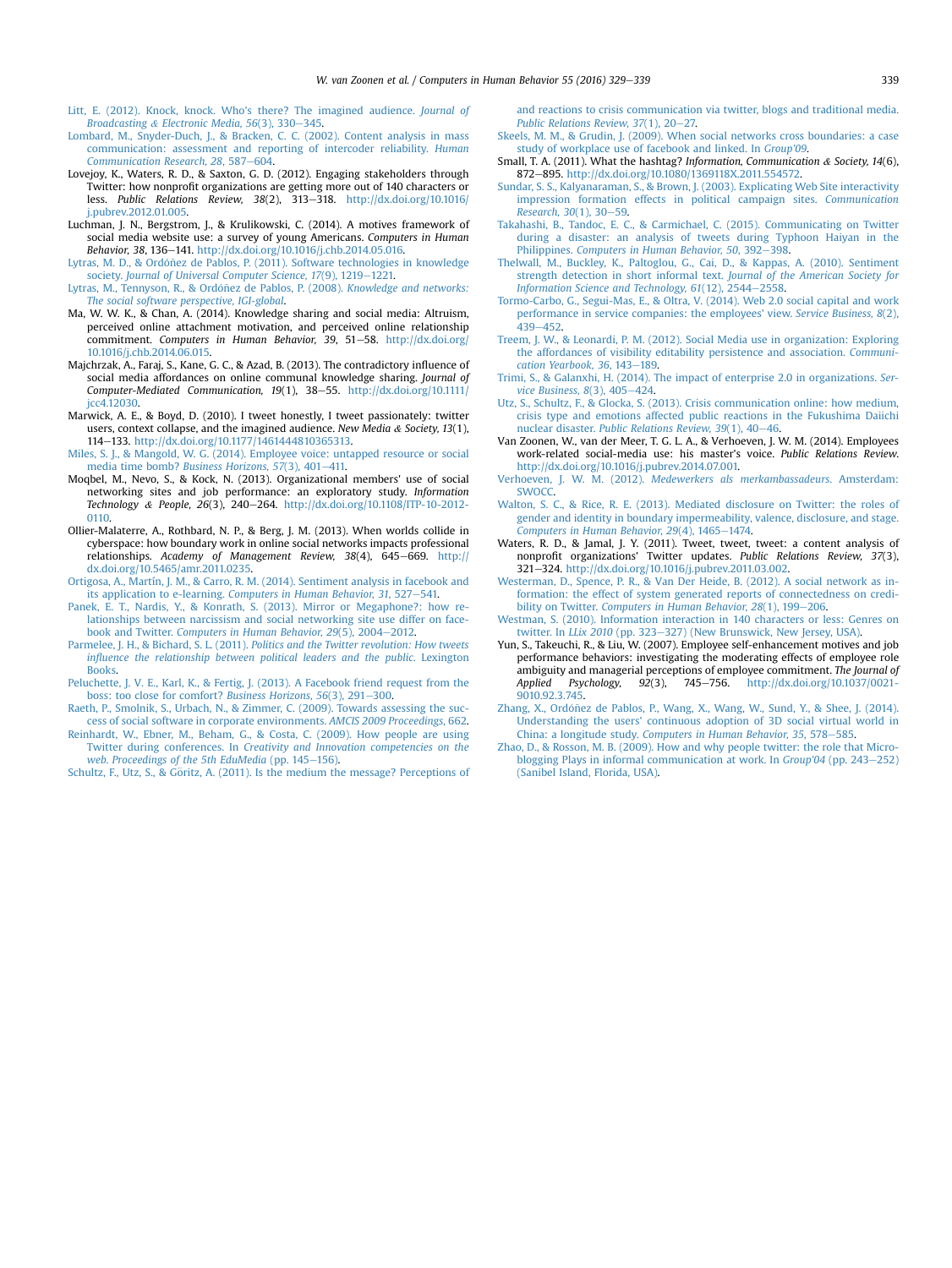Litt, E. (2012). Knock, knock. Who's there? The imagined audience. *Journal of Broadcasting & Electronic Media, 56*(3), 330–345.

Lombard, M., Snyder-Duch, J., & Bracken, C. C. (2002). Content analysis in mass communication: assessment and reporting of intercoder reliability. *Human Communication Research, 28*, 587–604.

Lovejoy, K., Waters, R. D., & Saxton, G. D. (2012). Engaging stakeholders through Twitter: how nonprofit organizations are getting more out of 140 characters or less. *Public Relations Review, 38*(2), 313–318. http://dx.doi.org/10.1016/j.pubrev.2012.01.005.

Luchman, J. N., Bergstrom, J., & Krulikowski, C. (2014). A motives framework of social media website use: a survey of young Americans. *Computers in Human Behavior, 38*, 136–141. http://dx.doi.org/10.1016/j.chb.2014.05.016.

Lytras, M. D., & Ordóñez de Pablos, P. (2011). Software technologies in knowledge society. *Journal of Universal Computer Science, 17*(9), 1219–1221.

Lytras, M., Tennyson, R., & Ordóñez de Pablos, P. (2008). *Knowledge and networks: The social software perspective, IGI-global*.

Ma, W. W. K., & Chan, A. (2014). Knowledge sharing and social media: Altruism, perceived online attachment motivation, and perceived online relationship commitment. *Computers in Human Behavior, 39*, 51–58. http://dx.doi.org/10.1016/j.chb.2014.06.015.

Majchrzak, A., Faraj, S., Kane, G. C., & Azad, B. (2013). The contradictory influence of social media affordances on online communal knowledge sharing. *Journal of Computer-Mediated Communication, 19*(1), 38–55. http://dx.doi.org/10.1111/jcc4.12030.

Marwick, A. E., & Boyd, D. (2010). I tweet honestly, I tweet passionately: twitter users, context collapse, and the imagined audience. *New Media & Society, 13*(1), 114–133. http://dx.doi.org/10.1177/1461444810365313.

Miles, S. J., & Mangold, W. G. (2014). Employee voice: untapped resource or social media time bomb? *Business Horizons, 57*(3), 401–411.

Moqbel, M., Nevo, S., & Kock, N. (2013). Organizational members' use of social networking sites and job performance: an exploratory study. *Information Technology & People, 26*(3), 240–264. http://dx.doi.org/10.1108/ITP-10-2012-0110.

Ollier-Malaterre, A., Rothbard, N. P., & Berg, J. M. (2013). When worlds collide in cyberspace: how boundary work in online social networks impacts professional relationships. *Academy of Management Review, 38*(4), 645–669. http://dx.doi.org/10.5465/amr.2011.0235.

Ortigosa, A., Martín, J. M., & Carro, R. M. (2014). Sentiment analysis in facebook and its application to e-learning. *Computers in Human Behavior, 31*, 527–541.

Panek, E. T., Nardis, Y., & Konrath, S. (2013). Mirror or Megaphone?: how relationships between narcissism and social networking site use differ on facebook and Twitter. *Computers in Human Behavior, 29*(5), 2004–2012.

Parmelee, J. H., & Bichard, S. L. (2011). *Politics and the Twitter revolution: How tweets influence the relationship between political leaders and the public*. Lexington Books.

Peluchette, J. V. E., Karl, K., & Fertig, J. (2013). A Facebook friend request from the boss: too close for comfort? *Business Horizons, 56*(3), 291–300.

Raeth, P., Smolnik, S., Urbach, N., & Zimmer, C. (2009). Towards assessing the success of social software in corporate environments. *AMCIS 2009 Proceedings*, 662.

Reinhardt, W., Ebner, M., Beham, G., & Costa, C. (2009). How people are using Twitter during conferences. In *Creativity and Innovation competencies on the web. Proceedings of the 5th EduMedia* (pp. 145–156).

Schultz, F., Utz, S., & Göritz, A. (2011). Is the medium the message? Perceptions of and reactions to crisis communication via twitter, blogs and traditional media. *Public Relations Review, 37*(1), 20–27.

Skeels, M. M., & Grudin, J. (2009). When social networks cross boundaries: a case study of workplace use of facebook and linked. In *Group'09*.

Small, T. A. (2011). What the hashtag? *Information, Communication & Society, 14*(6), 872–895. http://dx.doi.org/10.1080/1369118X.2011.554572.

Sundar, S. S., Kalyanaraman, S., & Brown, J. (2003). Explicating Web Site interactivity impression formation effects in political campaign sites. *Communication Research, 30*(1), 30–59.

Takahashi, B., Tandoc, E. C., & Carmichael, C. (2015). Communicating on Twitter during a disaster: an analysis of tweets during Typhoon Haiyan in the Philippines. *Computers in Human Behavior, 50*, 392–398.

Thelwall, M., Buckley, K., Paltoglou, G., Cai, D., & Kappas, A. (2010). Sentiment strength detection in short informal text. *Journal of the American Society for Information Science and Technology, 61*(12), 2544–2558.

Tormo-Carbo, G., Segui-Mas, E., & Oltra, V. (2014). Web 2.0 social capital and work performance in service companies: the employees' view. *Service Business, 8*(2), 439–452.

Treem, J. W., & Leonardi, P. M. (2012). Social Media use in organization: Exploring the affordances of visibility editability persistence and association. *Communication Yearbook, 36*, 143–189.

Trimi, S., & Galanxhi, H. (2014). The impact of enterprise 2.0 in organizations. *Service Business, 8*(3), 405–424.

Utz, S., Schultz, F., & Glocka, S. (2013). Crisis communication online: how medium, crisis type and emotions affected public reactions in the Fukushima Daiichi nuclear disaster. *Public Relations Review, 39*(1), 40–46.

Van Zoonen, W., van der Meer, T. G. L. A., & Verhoeven, J. W. M. (2014). Employees work-related social-media use: his master's voice. *Public Relations Review*. http://dx.doi.org/10.1016/j.pubrev.2014.07.001.

Verhoeven, J. W. M. (2012). *Medewerkers als merkambassadeurs*. Amsterdam: SWOCC.

Walton, S. C., & Rice, R. E. (2013). Mediated disclosure on Twitter: the roles of gender and identity in boundary impermeability, valence, disclosure, and stage. *Computers in Human Behavior, 29*(4), 1465–1474.

Waters, R. D., & Jamal, J. Y. (2011). Tweet, tweet, tweet: a content analysis of nonprofit organizations' Twitter updates. *Public Relations Review, 37*(3), 321–324. http://dx.doi.org/10.1016/j.pubrev.2011.03.002.

Westerman, D., Spence, P. R., & Van Der Heide, B. (2012). A social network as information: the effect of system generated reports of connectedness on credibility on Twitter. *Computers in Human Behavior, 28*(1), 199–206.

Westman, S. (2010). Information interaction in 140 characters or less: Genres on twitter. In *LLix 2010* (pp. 323–327) (New Brunswick, New Jersey, USA).

Yun, S., Takeuchi, R., & Liu, W. (2007). Employee self-enhancement motives and job performance behaviors: investigating the moderating effects of employee role ambiguity and managerial perceptions of employee commitment. *The Journal of Applied Psychology, 92*(3), 745–756. http://dx.doi.org/10.1037/0021-9010.92.3.745.

Zhang, X., Ordóñez de Pablos, P., Wang, X., Wang, W., Sund, Y., & Shee, J. (2014). Understanding the users' continuous adoption of 3D social virtual world in China: a longitude study. *Computers in Human Behavior, 35*, 578–585.

Zhao, D., & Rosson, M. B. (2009). How and why people twitter: the role that Micro-blogging Plays in informal communication at work. In *Group'04* (pp. 243–252) (Sanibel Island, Florida, USA).